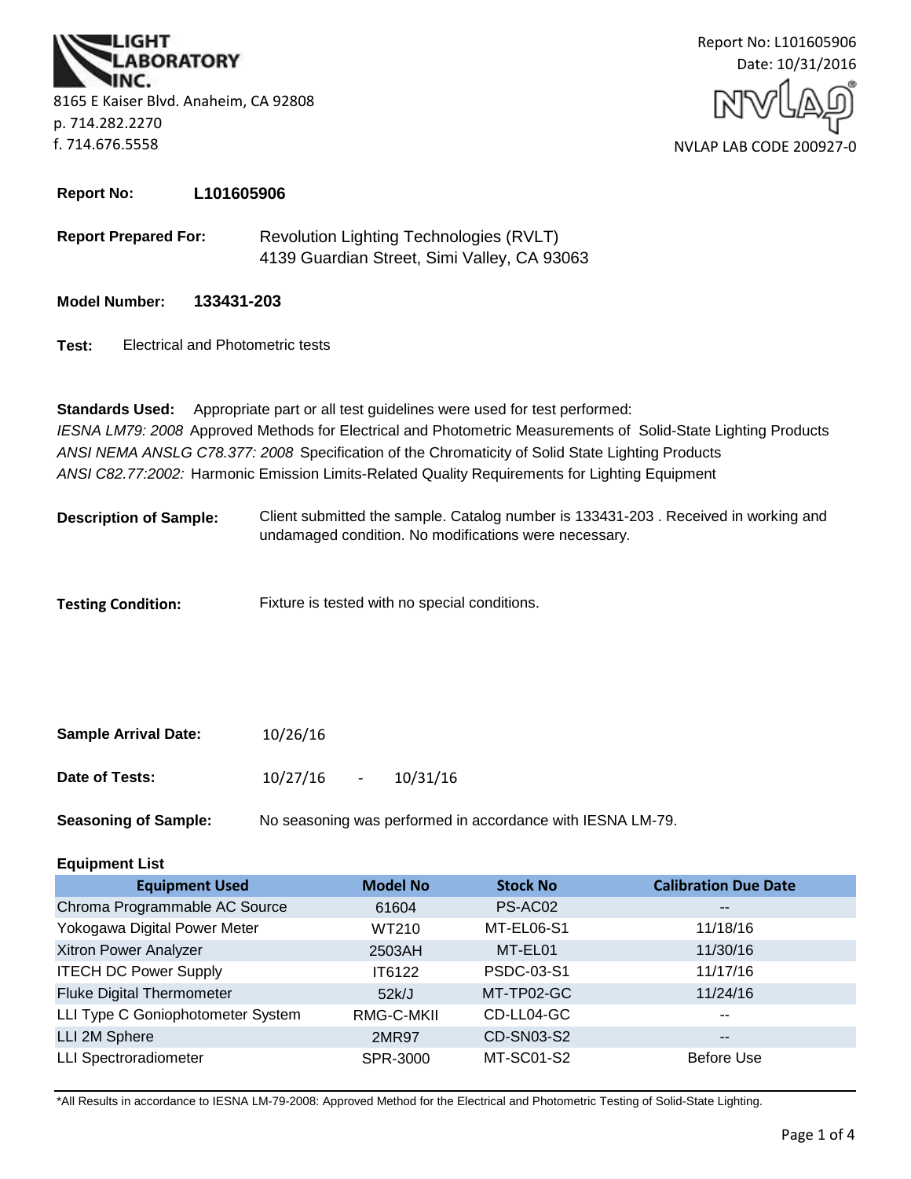**LIGHT LABORATORY INC.**

8165 E Kaiser Blvd. Anaheim, CA 92808
p. 714.282.2270
f. 714.676.5558

Report No: L101605906
Date: 10/31/2016

NVLAP LAB CODE 200927-0

**Report No:** **L101605906**

**Report Prepared For:** Revolution Lighting Technologies (RVLT)
4139 Guardian Street, Simi Valley, CA 93063

**Model Number:** **133431-203**

**Test:** Electrical and Photometric tests

**Standards Used:** Appropriate part or all test guidelines were used for test performed:
*IESNA LM79: 2008* Approved Methods for Electrical and Photometric Measurements of Solid-State Lighting Products
*ANSI NEMA ANSLG C78.377: 2008* Specification of the Chromaticity of Solid State Lighting Products
*ANSI C82.77:2002:* Harmonic Emission Limits-Related Quality Requirements for Lighting Equipment

**Description of Sample:** Client submitted the sample. Catalog number is 133431-203 . Received in working and undamaged condition. No modifications were necessary.

**Testing Condition:** Fixture is tested with no special conditions.

**Sample Arrival Date:** 10/26/16

**Date of Tests:** 10/27/16 - 10/31/16

**Seasoning of Sample:** No seasoning was performed in accordance with IESNA LM-79.

**Equipment List**

| Equipment Used | Model No | Stock No | Calibration Due Date |
|---|---|---|---|
| Chroma Programmable AC Source | 61604 | PS-AC02 | -- |
| Yokogawa Digital Power Meter | WT210 | MT-EL06-S1 | 11/18/16 |
| Xitron Power Analyzer | 2503AH | MT-EL01 | 11/30/16 |
| ITECH DC Power Supply | IT6122 | PSDC-03-S1 | 11/17/16 |
| Fluke Digital Thermometer | 52k/J | MT-TP02-GC | 11/24/16 |
| LLI Type C Goniophotometer System | RMG-C-MKII | CD-LL04-GC | -- |
| LLI 2M Sphere | 2MR97 | CD-SN03-S2 | -- |
| LLI Spectroradiometer | SPR-3000 | MT-SC01-S2 | Before Use |

*All Results in accordance to IESNA LM-79-2008: Approved Method for the Electrical and Photometric Testing of Solid-State Lighting.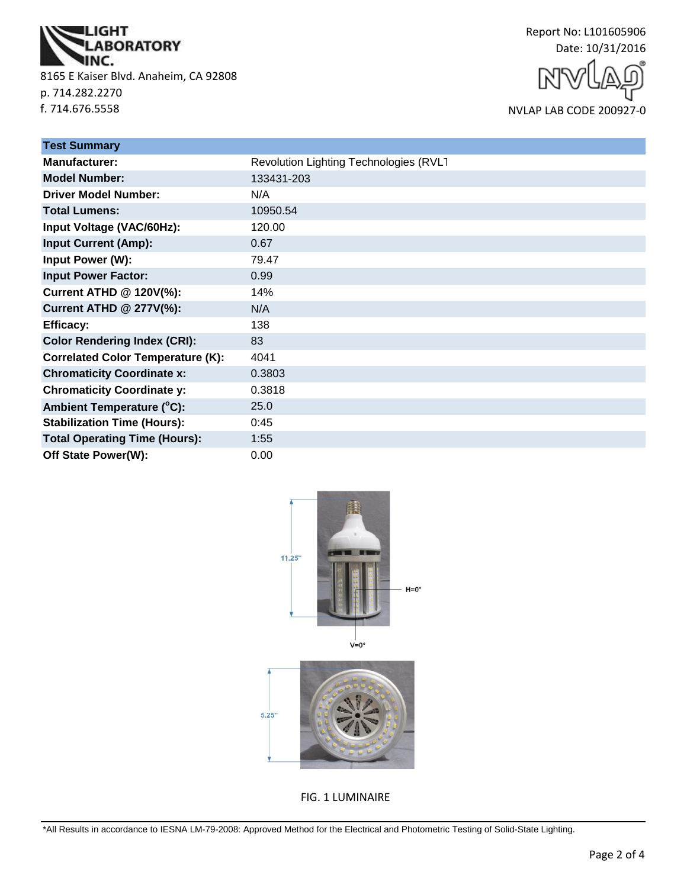LIGHT LABORATORY INC.
8165 E Kaiser Blvd. Anaheim, CA 92808
p. 714.282.2270
f. 714.676.5558

Report No: L101605906
Date: 10/31/2016

NVLAP LAB CODE 200927-0

| Test Summary | |
|---|---|
| **Manufacturer:** | Revolution Lighting Technologies (RVLT |
| **Model Number:** | 133431-203 |
| **Driver Model Number:** | N/A |
| **Total Lumens:** | 10950.54 |
| **Input Voltage (VAC/60Hz):** | 120.00 |
| **Input Current (Amp):** | 0.67 |
| **Input Power (W):** | 79.47 |
| **Input Power Factor:** | 0.99 |
| **Current ATHD @ 120V(%):** | 14% |
| **Current ATHD @ 277V(%):** | N/A |
| **Efficacy:** | 138 |
| **Color Rendering Index (CRI):** | 83 |
| **Correlated Color Temperature (K):** | 4041 |
| **Chromaticity Coordinate x:** | 0.3803 |
| **Chromaticity Coordinate y:** | 0.3818 |
| **Ambient Temperature (°C):** | 25.0 |
| **Stabilization Time (Hours):** | 0:45 |
| **Total Operating Time (Hours):** | 1:55 |
| **Off State Power(W):** | 0.00 |

11.25"

H=0°

V=0°

5.25"

FIG. 1 LUMINAIRE

*All Results in accordance to IESNA LM-79-2008: Approved Method for the Electrical and Photometric Testing of Solid-State Lighting.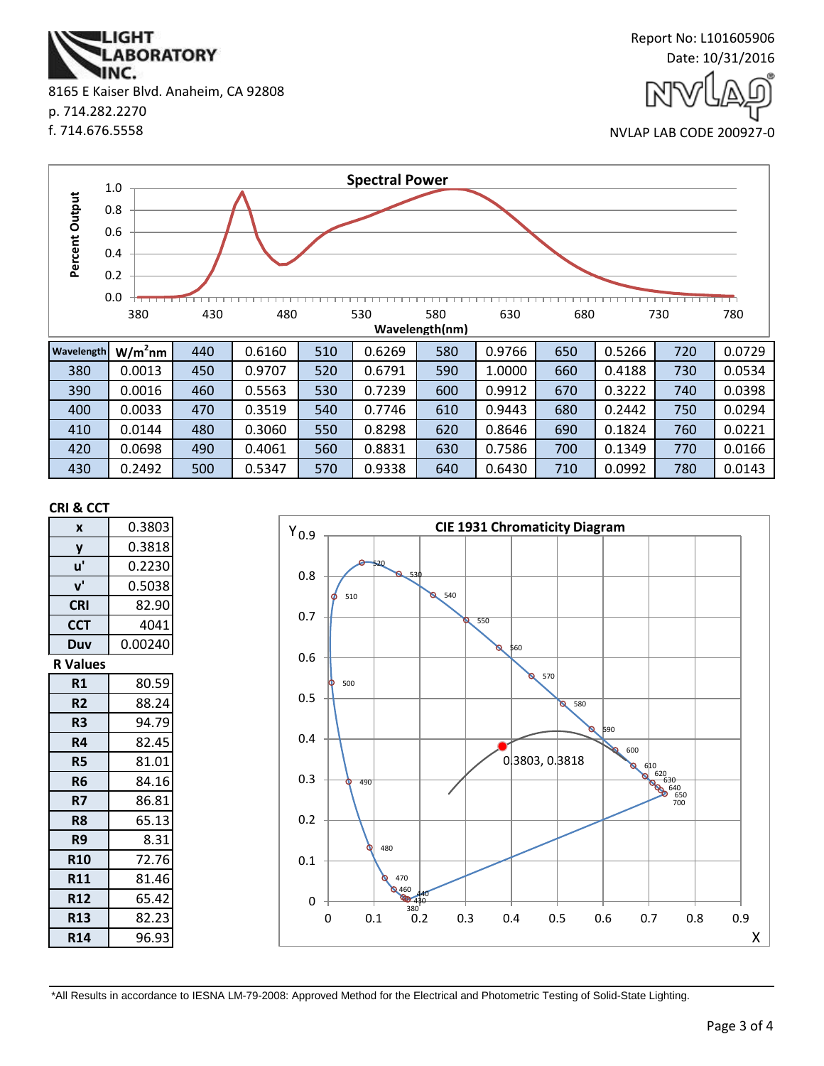LIGHT LABORATORY INC.

8165 E Kaiser Blvd. Anaheim, CA 92808
p. 714.282.2270
f. 714.676.5558

Report No: L101605906
Date: 10/31/2016

NVLAP LAB CODE 200927-0

## Spectral Power

| Wavelength | W/m²nm | | | | | | | | | | |
|---|---|---|---|---|---|---|---|---|---|---|---|
| 380 | 0.0013 | 440 | 0.6160 | 510 | 0.6269 | 580 | 0.9766 | 650 | 0.5266 | 720 | 0.0729 |
| 390 | 0.0016 | 450 | 0.9707 | 520 | 0.6791 | 590 | 1.0000 | 660 | 0.4188 | 730 | 0.0534 |
| 400 | 0.0033 | 460 | 0.5563 | 530 | 0.7239 | 600 | 0.9912 | 670 | 0.3222 | 740 | 0.0398 |
| 410 | 0.0144 | 470 | 0.3519 | 540 | 0.7746 | 610 | 0.9443 | 680 | 0.2442 | 750 | 0.0294 |
| 420 | 0.0698 | 480 | 0.3060 | 550 | 0.8298 | 620 | 0.8646 | 690 | 0.1824 | 760 | 0.0221 |
| 430 | 0.2492 | 490 | 0.4061 | 560 | 0.8831 | 630 | 0.7586 | 700 | 0.1349 | 770 | 0.0166 |
| | | 500 | 0.5347 | 570 | 0.9338 | 640 | 0.6430 | 710 | 0.0992 | 780 | 0.0143 |

## CRI & CCT

| | |
|---|---|
| x | 0.3803 |
| y | 0.3818 |
| u' | 0.2230 |
| v' | 0.5038 |
| CRI | 82.90 |
| CCT | 4041 |
| Duv | 0.00240 |

## R Values

| | |
|---|---|
| R1 | 80.59 |
| R2 | 88.24 |
| R3 | 94.79 |
| R4 | 82.45 |
| R5 | 81.01 |
| R6 | 84.16 |
| R7 | 86.81 |
| R8 | 65.13 |
| R9 | 8.31 |
| R10 | 72.76 |
| R11 | 81.46 |
| R12 | 65.42 |
| R13 | 82.23 |
| R14 | 96.93 |

## CIE 1931 Chromaticity Diagram

0.3803, 0.3818

*All Results in accordance to IESNA LM-79-2008: Approved Method for the Electrical and Photometric Testing of Solid-State Lighting.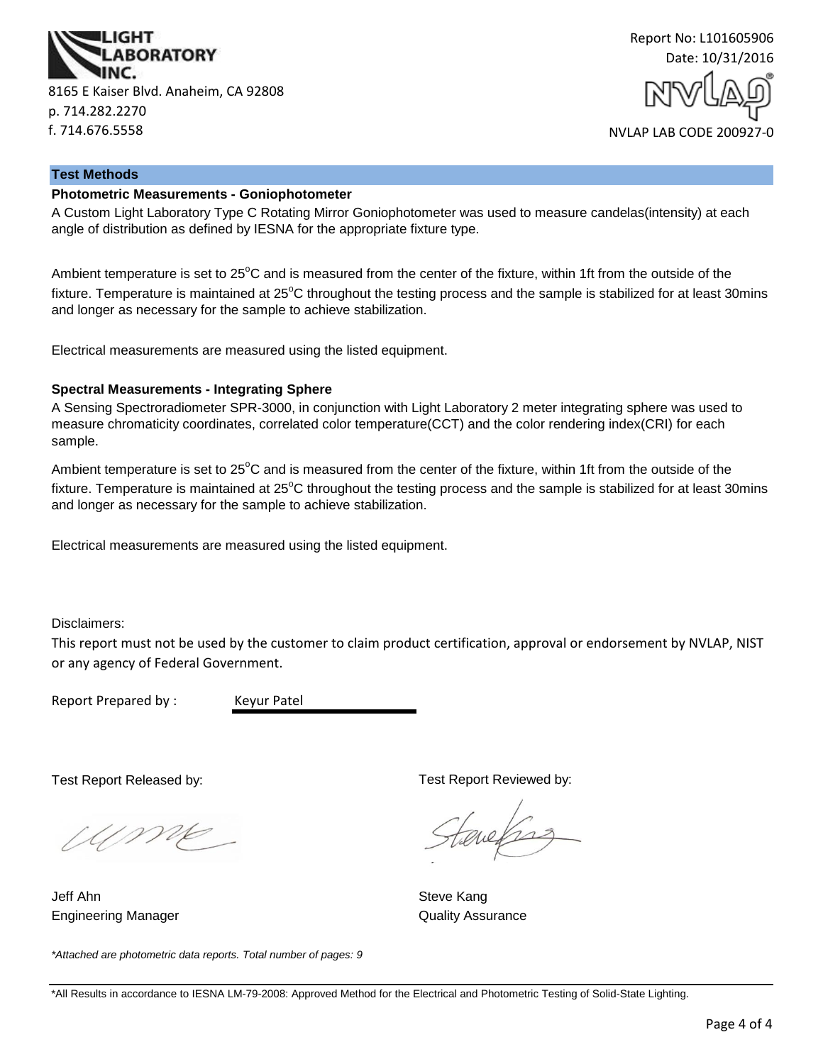LIGHT LABORATORY INC.

8165 E Kaiser Blvd. Anaheim, CA 92808
p. 714.282.2270
f. 714.676.5558

Report No: L101605906
Date: 10/31/2016

NVLAP LAB CODE 200927-0

## Test Methods

### Photometric Measurements - Goniophotometer

A Custom Light Laboratory Type C Rotating Mirror Goniophotometer was used to measure candelas(intensity) at each angle of distribution as defined by IESNA for the appropriate fixture type.

Ambient temperature is set to 25°C and is measured from the center of the fixture, within 1ft from the outside of the fixture. Temperature is maintained at 25°C throughout the testing process and the sample is stabilized for at least 30mins and longer as necessary for the sample to achieve stabilization.

Electrical measurements are measured using the listed equipment.

### Spectral Measurements - Integrating Sphere

A Sensing Spectroradiometer SPR-3000, in conjunction with Light Laboratory 2 meter integrating sphere was used to measure chromaticity coordinates, correlated color temperature(CCT) and the color rendering index(CRI) for each sample.

Ambient temperature is set to 25°C and is measured from the center of the fixture, within 1ft from the outside of the fixture. Temperature is maintained at 25°C throughout the testing process and the sample is stabilized for at least 30mins and longer as necessary for the sample to achieve stabilization.

Electrical measurements are measured using the listed equipment.

Disclaimers:

This report must not be used by the customer to claim product certification, approval or endorsement by NVLAP, NIST or any agency of Federal Government.

Report Prepared by : Keyur Patel

Test Report Released by:

Jeff Ahn
Engineering Manager

Test Report Reviewed by:

Steve Kang
Quality Assurance

*Attached are photometric data reports. Total number of pages: 9*

*All Results in accordance to IESNA LM-79-2008: Approved Method for the Electrical and Photometric Testing of Solid-State Lighting.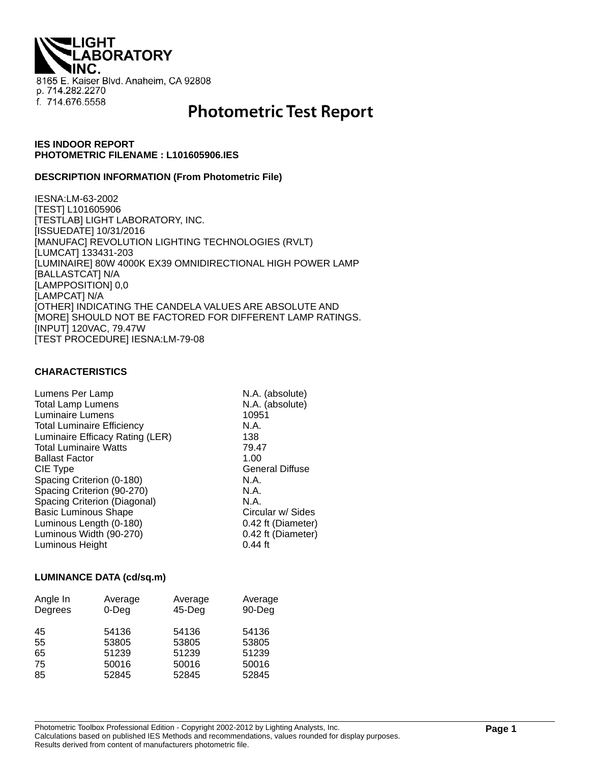**LIGHT LABORATORY INC.**

8165 E. Kaiser Blvd. Anaheim, CA 92808
p. 714.282.2270
f. 714.676.5558

# Photometric Test Report

**IES INDOOR REPORT**
**PHOTOMETRIC FILENAME : L101605906.IES**

**DESCRIPTION INFORMATION (From Photometric File)**

IESNA:LM-63-2002
[TEST] L101605906
[TESTLAB] LIGHT LABORATORY, INC.
[ISSUEDATE] 10/31/2016
[MANUFAC] REVOLUTION LIGHTING TECHNOLOGIES (RVLT)
[LUMCAT] 133431-203
[LUMINAIRE] 80W 4000K EX39 OMNIDIRECTIONAL HIGH POWER LAMP
[BALLASTCAT] N/A
[LAMPPOSITION] 0,0
[LAMPCAT] N/A
[OTHER] INDICATING THE CANDELA VALUES ARE ABSOLUTE AND
[MORE] SHOULD NOT BE FACTORED FOR DIFFERENT LAMP RATINGS.
[INPUT] 120VAC, 79.47W
[TEST PROCEDURE] IESNA:LM-79-08

**CHARACTERISTICS**

| | |
|---|---|
| Lumens Per Lamp | N.A. (absolute) |
| Total Lamp Lumens | N.A. (absolute) |
| Luminaire Lumens | 10951 |
| Total Luminaire Efficiency | N.A. |
| Luminaire Efficacy Rating (LER) | 138 |
| Total Luminaire Watts | 79.47 |
| Ballast Factor | 1.00 |
| CIE Type | General Diffuse |
| Spacing Criterion (0-180) | N.A. |
| Spacing Criterion (90-270) | N.A. |
| Spacing Criterion (Diagonal) | N.A. |
| Basic Luminous Shape | Circular w/ Sides |
| Luminous Length (0-180) | 0.42 ft (Diameter) |
| Luminous Width (90-270) | 0.42 ft (Diameter) |
| Luminous Height | 0.44 ft |

**LUMINANCE DATA (cd/sq.m)**

| Angle In Degrees | Average 0-Deg | Average 45-Deg | Average 90-Deg |
|---|---|---|---|
| 45 | 54136 | 54136 | 54136 |
| 55 | 53805 | 53805 | 53805 |
| 65 | 51239 | 51239 | 51239 |
| 75 | 50016 | 50016 | 50016 |
| 85 | 52845 | 52845 | 52845 |

Photometric Toolbox Professional Edition - Copyright 2002-2012 by Lighting Analysts, Inc.
Calculations based on published IES Methods and recommendations, values rounded for display purposes.
Results derived from content of manufacturers photometric file.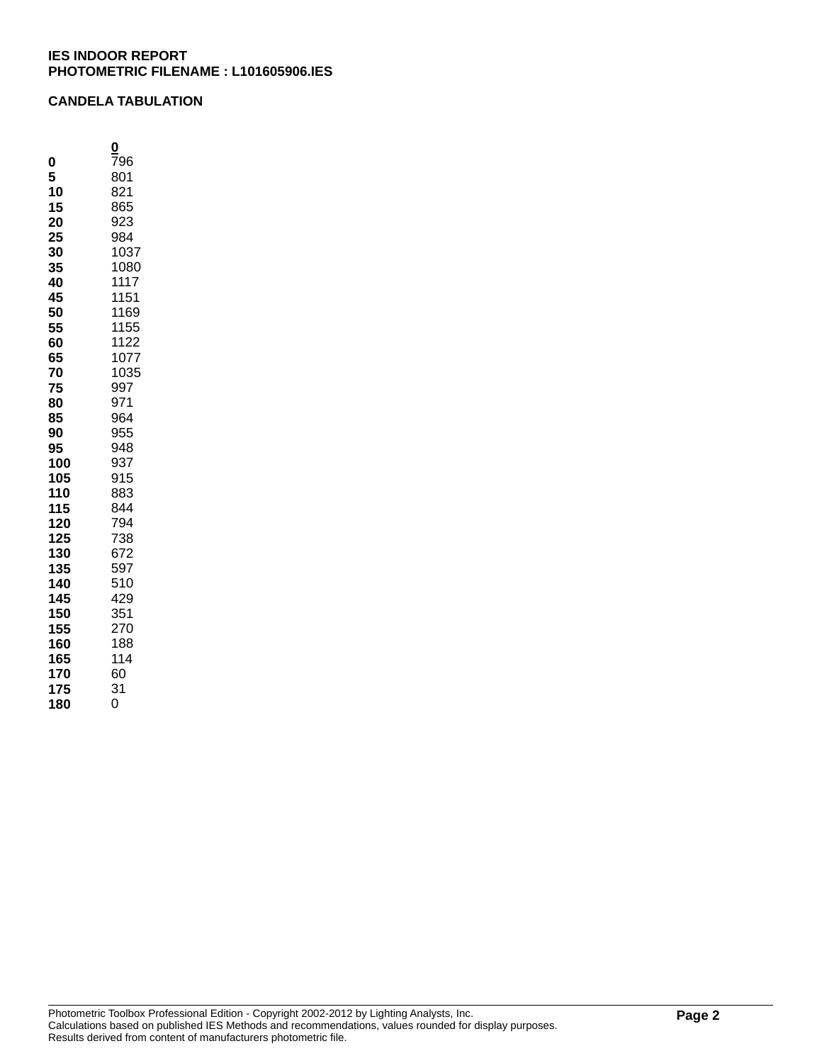**IES INDOOR REPORT**
**PHOTOMETRIC FILENAME : L101605906.IES**

**CANDELA TABULATION**

| | 0 |
|---|---|
| **0** | 796 |
| **5** | 801 |
| **10** | 821 |
| **15** | 865 |
| **20** | 923 |
| **25** | 984 |
| **30** | 1037 |
| **35** | 1080 |
| **40** | 1117 |
| **45** | 1151 |
| **50** | 1169 |
| **55** | 1155 |
| **60** | 1122 |
| **65** | 1077 |
| **70** | 1035 |
| **75** | 997 |
| **80** | 971 |
| **85** | 964 |
| **90** | 955 |
| **95** | 948 |
| **100** | 937 |
| **105** | 915 |
| **110** | 883 |
| **115** | 844 |
| **120** | 794 |
| **125** | 738 |
| **130** | 672 |
| **135** | 597 |
| **140** | 510 |
| **145** | 429 |
| **150** | 351 |
| **155** | 270 |
| **160** | 188 |
| **165** | 114 |
| **170** | 60 |
| **175** | 31 |
| **180** | 0 |

Photometric Toolbox Professional Edition - Copyright 2002-2012 by Lighting Analysts, Inc.
Calculations based on published IES Methods and recommendations, values rounded for display purposes.
Results derived from content of manufacturers photometric file.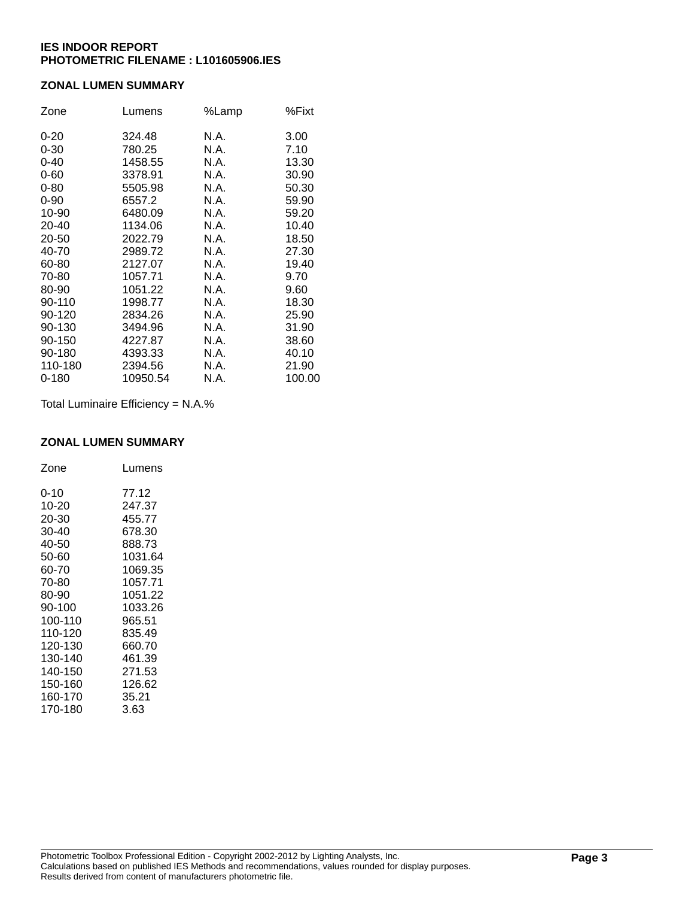**IES INDOOR REPORT**
**PHOTOMETRIC FILENAME : L101605906.IES**

### ZONAL LUMEN SUMMARY

| Zone | Lumens | %Lamp | %Fixt |
|---|---|---|---|
| 0-20 | 324.48 | N.A. | 3.00 |
| 0-30 | 780.25 | N.A. | 7.10 |
| 0-40 | 1458.55 | N.A. | 13.30 |
| 0-60 | 3378.91 | N.A. | 30.90 |
| 0-80 | 5505.98 | N.A. | 50.30 |
| 0-90 | 6557.2 | N.A. | 59.90 |
| 10-90 | 6480.09 | N.A. | 59.20 |
| 20-40 | 1134.06 | N.A. | 10.40 |
| 20-50 | 2022.79 | N.A. | 18.50 |
| 40-70 | 2989.72 | N.A. | 27.30 |
| 60-80 | 2127.07 | N.A. | 19.40 |
| 70-80 | 1057.71 | N.A. | 9.70 |
| 80-90 | 1051.22 | N.A. | 9.60 |
| 90-110 | 1998.77 | N.A. | 18.30 |
| 90-120 | 2834.26 | N.A. | 25.90 |
| 90-130 | 3494.96 | N.A. | 31.90 |
| 90-150 | 4227.87 | N.A. | 38.60 |
| 90-180 | 4393.33 | N.A. | 40.10 |
| 110-180 | 2394.56 | N.A. | 21.90 |
| 0-180 | 10950.54 | N.A. | 100.00 |

Total Luminaire Efficiency = N.A.%

### ZONAL LUMEN SUMMARY

| Zone | Lumens |
|---|---|
| 0-10 | 77.12 |
| 10-20 | 247.37 |
| 20-30 | 455.77 |
| 30-40 | 678.30 |
| 40-50 | 888.73 |
| 50-60 | 1031.64 |
| 60-70 | 1069.35 |
| 70-80 | 1057.71 |
| 80-90 | 1051.22 |
| 90-100 | 1033.26 |
| 100-110 | 965.51 |
| 110-120 | 835.49 |
| 120-130 | 660.70 |
| 130-140 | 461.39 |
| 140-150 | 271.53 |
| 150-160 | 126.62 |
| 160-170 | 35.21 |
| 170-180 | 3.63 |

Photometric Toolbox Professional Edition - Copyright 2002-2012 by Lighting Analysts, Inc.
Calculations based on published IES Methods and recommendations, values rounded for display purposes.
Results derived from content of manufacturers photometric file.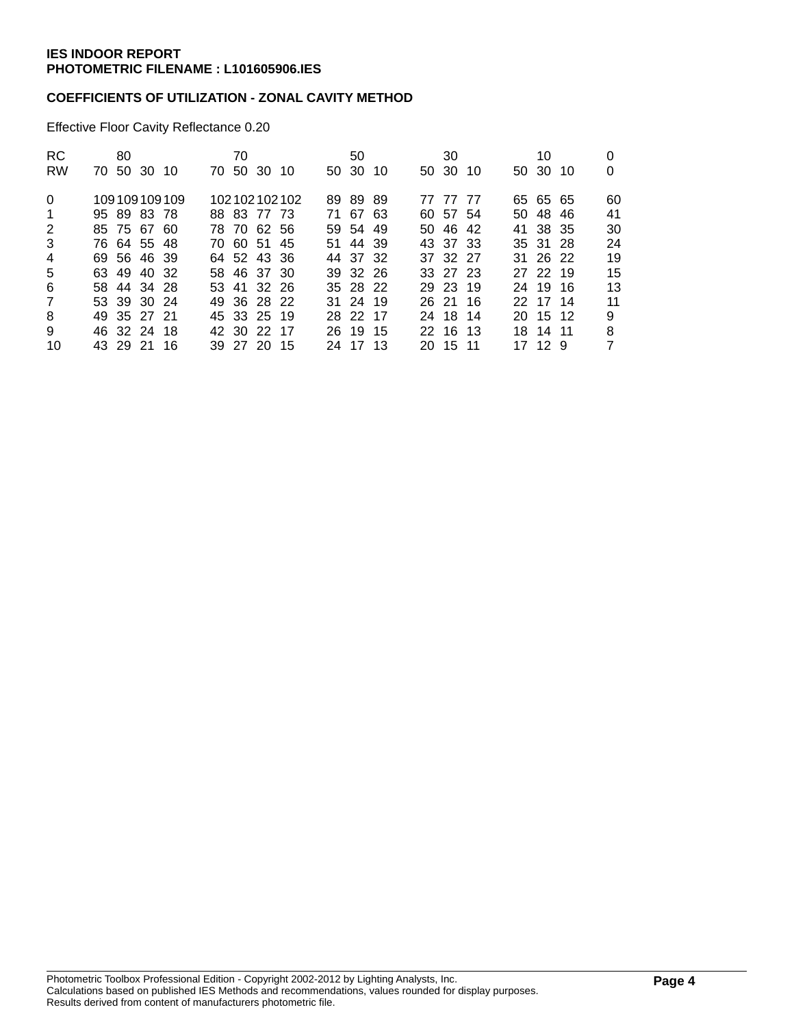**IES INDOOR REPORT**
**PHOTOMETRIC FILENAME : L101605906.IES**

**COEFFICIENTS OF UTILIZATION - ZONAL CAVITY METHOD**

Effective Floor Cavity Reflectance 0.20

| RC | 80 | | | | 70 | | | | 50 | | | 30 | | | 10 | | | 0 |
|---|---|---|---|---|---|---|---|---|---|---|---|---|---|---|---|---|---|---|
| RW | 70 | 50 | 30 | 10 | 70 | 50 | 30 | 10 | 50 | 30 | 10 | 50 | 30 | 10 | 50 | 30 | 10 | 0 |
| 0 | 109 | 109 | 109 | 109 | 102 | 102 | 102 | 102 | 89 | 89 | 89 | 77 | 77 | 77 | 65 | 65 | 65 | 60 |
| 1 | 95 | 89 | 83 | 78 | 88 | 83 | 77 | 73 | 71 | 67 | 63 | 60 | 57 | 54 | 50 | 48 | 46 | 41 |
| 2 | 85 | 75 | 67 | 60 | 78 | 70 | 62 | 56 | 59 | 54 | 49 | 50 | 46 | 42 | 41 | 38 | 35 | 30 |
| 3 | 76 | 64 | 55 | 48 | 70 | 60 | 51 | 45 | 51 | 44 | 39 | 43 | 37 | 33 | 35 | 31 | 28 | 24 |
| 4 | 69 | 56 | 46 | 39 | 64 | 52 | 43 | 36 | 44 | 37 | 32 | 37 | 32 | 27 | 31 | 26 | 22 | 19 |
| 5 | 63 | 49 | 40 | 32 | 58 | 46 | 37 | 30 | 39 | 32 | 26 | 33 | 27 | 23 | 27 | 22 | 19 | 15 |
| 6 | 58 | 44 | 34 | 28 | 53 | 41 | 32 | 26 | 35 | 28 | 22 | 29 | 23 | 19 | 24 | 19 | 16 | 13 |
| 7 | 53 | 39 | 30 | 24 | 49 | 36 | 28 | 22 | 31 | 24 | 19 | 26 | 21 | 16 | 22 | 17 | 14 | 11 |
| 8 | 49 | 35 | 27 | 21 | 45 | 33 | 25 | 19 | 28 | 22 | 17 | 24 | 18 | 14 | 20 | 15 | 12 | 9 |
| 9 | 46 | 32 | 24 | 18 | 42 | 30 | 22 | 17 | 26 | 19 | 15 | 22 | 16 | 13 | 18 | 14 | 11 | 8 |
| 10 | 43 | 29 | 21 | 16 | 39 | 27 | 20 | 15 | 24 | 17 | 13 | 20 | 15 | 11 | 17 | 12 | 9 | 7 |

Photometric Toolbox Professional Edition - Copyright 2002-2012 by Lighting Analysts, Inc.
Calculations based on published IES Methods and recommendations, values rounded for display purposes.
Results derived from content of manufacturers photometric file.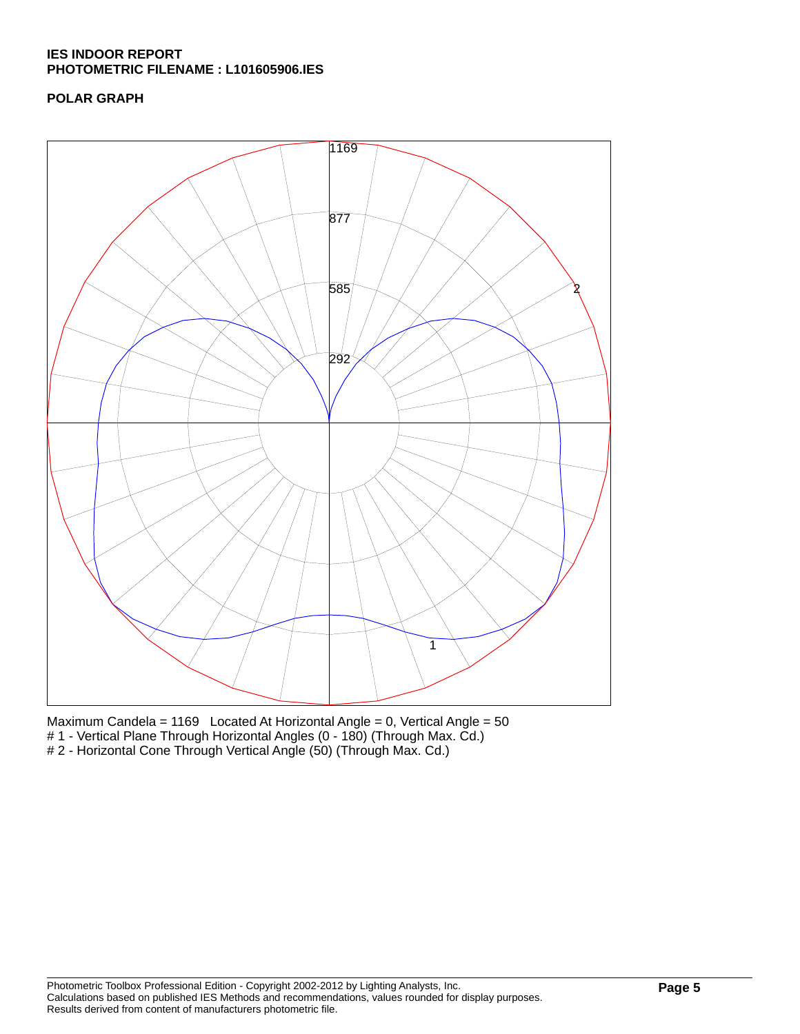**IES INDOOR REPORT**
**PHOTOMETRIC FILENAME : L101605906.IES**

**POLAR GRAPH**

1169
877
585
292
2
1

Maximum Candela = 1169 Located At Horizontal Angle = 0, Vertical Angle = 50
# 1 - Vertical Plane Through Horizontal Angles (0 - 180) (Through Max. Cd.)
# 2 - Horizontal Cone Through Vertical Angle (50) (Through Max. Cd.)

Photometric Toolbox Professional Edition - Copyright 2002-2012 by Lighting Analysts, Inc.
Calculations based on published IES Methods and recommendations, values rounded for display purposes.
Results derived from content of manufacturers photometric file.